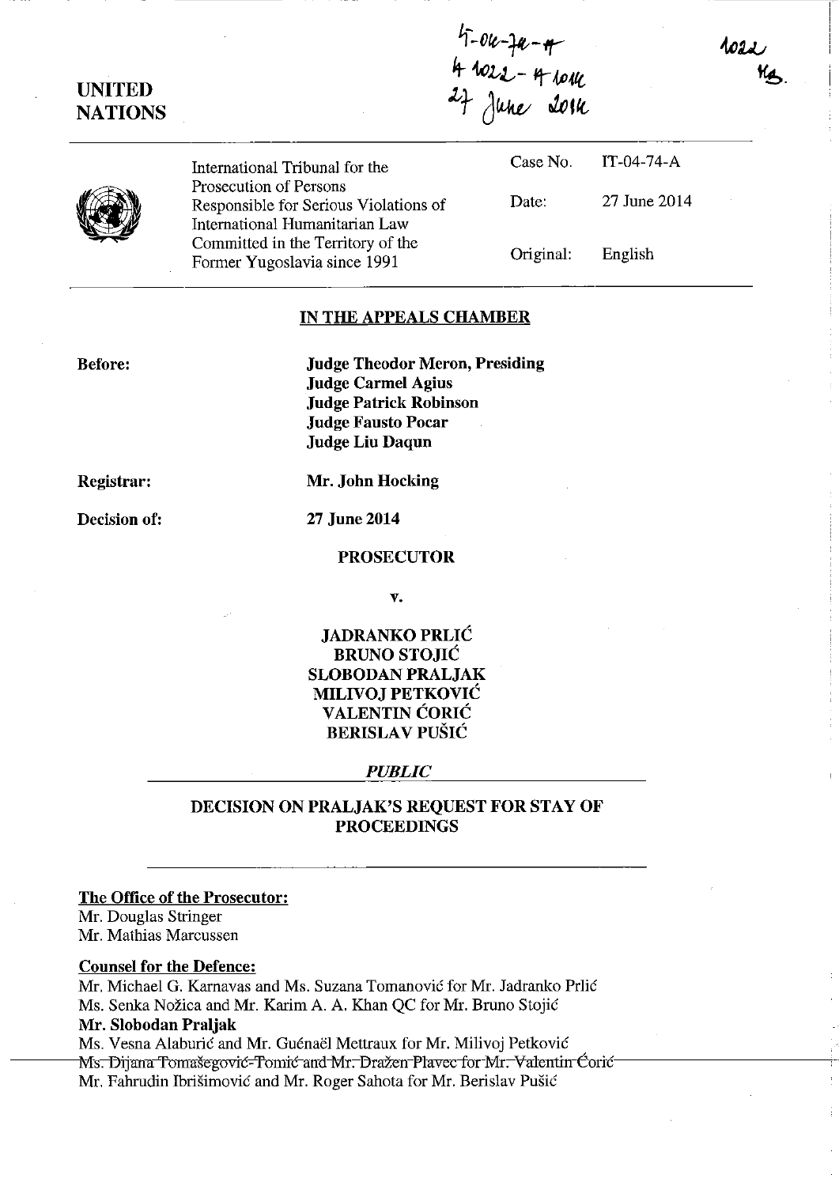IT-04-74-A
A 1022 - A 1016
27 June 2014

1022
MB.

**UNITED NATIONS**

| | | |
|---|---|---|
| International Tribunal for the Prosecution of Persons Responsible for Serious Violations of International Humanitarian Law Committed in the Territory of the Former Yugoslavia since 1991 | Case No. | IT-04-74-A |
| | Date: | 27 June 2014 |
| | Original: | English |

## IN THE APPEALS CHAMBER

**Before:**
**Judge Theodor Meron, Presiding**
**Judge Carmel Agius**
**Judge Patrick Robinson**
**Judge Fausto Pocar**
**Judge Liu Daqun**

**Registrar:** **Mr. John Hocking**

**Decision of:** **27 June 2014**

**PROSECUTOR**

**v.**

**JADRANKO PRLIĆ**
**BRUNO STOJIĆ**
**SLOBODAN PRALJAK**
**MILIVOJ PETKOVIĆ**
**VALENTIN ĆORIĆ**
**BERISLAV PUŠIĆ**

***PUBLIC***

## DECISION ON PRALJAK'S REQUEST FOR STAY OF PROCEEDINGS

**The Office of the Prosecutor:**
Mr. Douglas Stringer
Mr. Mathias Marcussen

**Counsel for the Defence:**
Mr. Michael G. Karnavas and Ms. Suzana Tomanović for Mr. Jadranko Prlić
Ms. Senka Nožica and Mr. Karim A. A. Khan QC for Mr. Bruno Stojić
**Mr. Slobodan Praljak**
Ms. Vesna Alaburić and Mr. Guénaël Mettraux for Mr. Milivoj Petković
Ms. Dijana Tomašegović-Tomić and Mr. Dražen Plavec for Mr. Valentin Ćorić
Mr. Fahrudin Ibrišimović and Mr. Roger Sahota for Mr. Berislav Pušić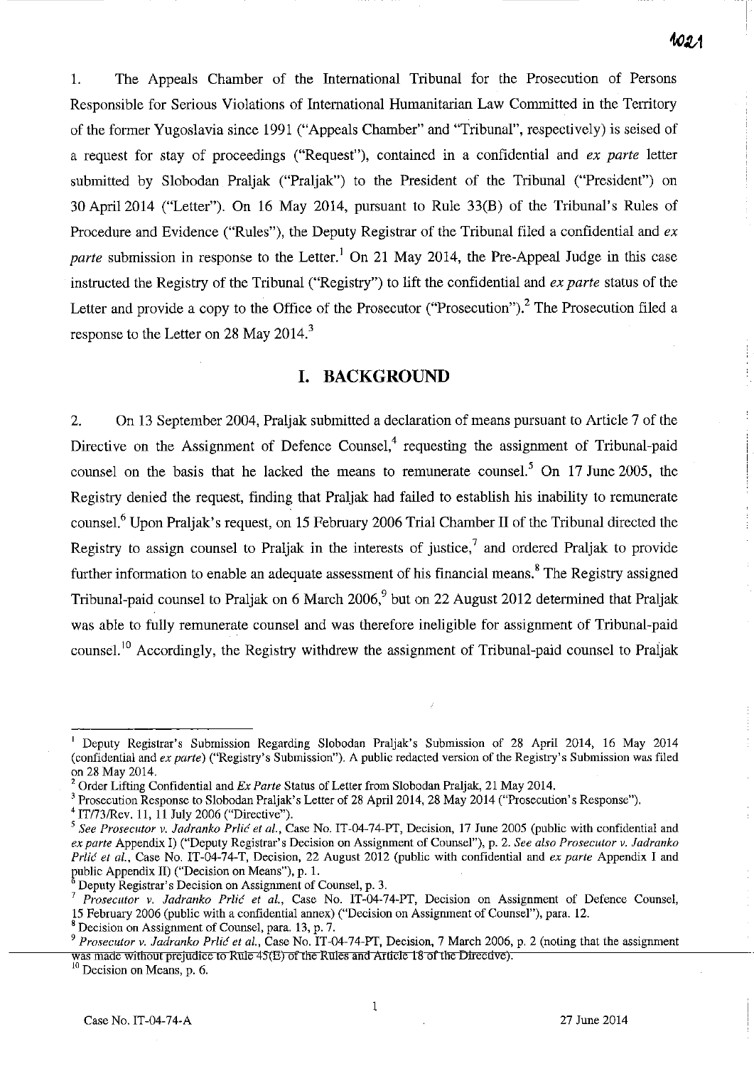1. The Appeals Chamber of the International Tribunal for the Prosecution of Persons Responsible for Serious Violations of International Humanitarian Law Committed in the Territory of the former Yugoslavia since 1991 ("Appeals Chamber" and "Tribunal", respectively) is seised of a request for stay of proceedings ("Request"), contained in a confidential and *ex parte* letter submitted by Slobodan Praljak ("Praljak") to the President of the Tribunal ("President") on 30 April 2014 ("Letter"). On 16 May 2014, pursuant to Rule 33(B) of the Tribunal's Rules of Procedure and Evidence ("Rules"), the Deputy Registrar of the Tribunal filed a confidential and *ex parte* submission in response to the Letter.[1] On 21 May 2014, the Pre-Appeal Judge in this case instructed the Registry of the Tribunal ("Registry") to lift the confidential and *ex parte* status of the Letter and provide a copy to the Office of the Prosecutor ("Prosecution").[2] The Prosecution filed a response to the Letter on 28 May 2014.[3]

# I. BACKGROUND

2. On 13 September 2004, Praljak submitted a declaration of means pursuant to Article 7 of the Directive on the Assignment of Defence Counsel,[4] requesting the assignment of Tribunal-paid counsel on the basis that he lacked the means to remunerate counsel.[5] On 17 June 2005, the Registry denied the request, finding that Praljak had failed to establish his inability to remunerate counsel.[6] Upon Praljak's request, on 15 February 2006 Trial Chamber II of the Tribunal directed the Registry to assign counsel to Praljak in the interests of justice,[7] and ordered Praljak to provide further information to enable an adequate assessment of his financial means.[8] The Registry assigned Tribunal-paid counsel to Praljak on 6 March 2006,[9] but on 22 August 2012 determined that Praljak was able to fully remunerate counsel and was therefore ineligible for assignment of Tribunal-paid counsel.[10] Accordingly, the Registry withdrew the assignment of Tribunal-paid counsel to Praljak

---

[1] Deputy Registrar's Submission Regarding Slobodan Praljak's Submission of 28 April 2014, 16 May 2014 (confidential and *ex parte*) ("Registry's Submission"). A public redacted version of the Registry's Submission was filed on 28 May 2014.

[2] Order Lifting Confidential and *Ex Parte* Status of Letter from Slobodan Praljak, 21 May 2014.

[3] Prosecution Response to Slobodan Praljak's Letter of 28 April 2014, 28 May 2014 ("Prosecution's Response").

[4] IT/73/Rev. 11, 11 July 2006 ("Directive").

[5] *See Prosecutor v. Jadranko Prlić et al.*, Case No. IT-04-74-PT, Decision, 17 June 2005 (public with confidential and *ex parte* Appendix I) ("Deputy Registrar's Decision on Assignment of Counsel"), p. 2. *See also Prosecutor v. Jadranko Prlić et al.*, Case No. IT-04-74-T, Decision, 22 August 2012 (public with confidential and *ex parte* Appendix I and public Appendix II) ("Decision on Means"), p. 1.

[6] Deputy Registrar's Decision on Assignment of Counsel, p. 3.

[7] *Prosecutor v. Jadranko Prlić et al.*, Case No. IT-04-74-PT, Decision on Assignment of Defence Counsel, 15 February 2006 (public with a confidential annex) ("Decision on Assignment of Counsel"), para. 12.

[8] Decision on Assignment of Counsel, para. 13, p. 7.

[9] *Prosecutor v. Jadranko Prlić et al.*, Case No. IT-04-74-PT, Decision, 7 March 2006, p. 2 (noting that the assignment was made without prejudice to Rule 45(E) of the Rules and Article 18 of the Directive).

[10] Decision on Means, p. 6.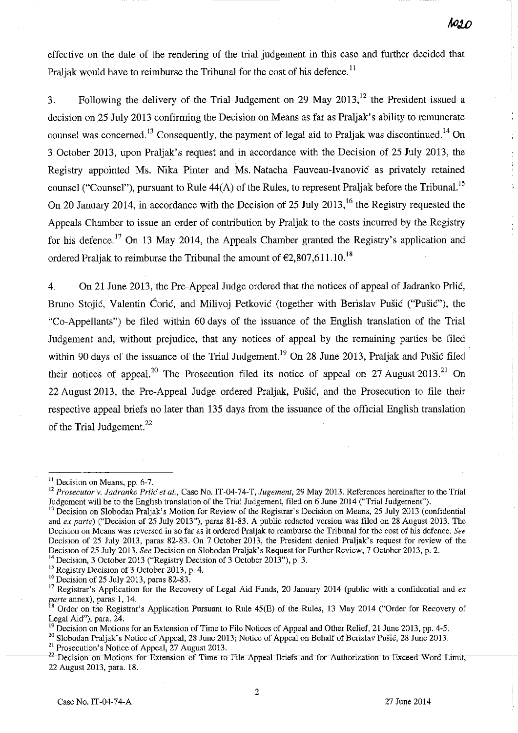effective on the date of the rendering of the trial judgement in this case and further decided that Praljak would have to reimburse the Tribunal for the cost of his defence.[11]

3. Following the delivery of the Trial Judgement on 29 May 2013,[12] the President issued a decision on 25 July 2013 confirming the Decision on Means as far as Praljak's ability to remunerate counsel was concerned.[13] Consequently, the payment of legal aid to Praljak was discontinued.[14] On 3 October 2013, upon Praljak's request and in accordance with the Decision of 25 July 2013, the Registry appointed Ms. Nika Pinter and Ms. Natacha Fauveau-Ivanović as privately retained counsel ("Counsel"), pursuant to Rule 44(A) of the Rules, to represent Praljak before the Tribunal.[15] On 20 January 2014, in accordance with the Decision of 25 July 2013,[16] the Registry requested the Appeals Chamber to issue an order of contribution by Praljak to the costs incurred by the Registry for his defence.[17] On 13 May 2014, the Appeals Chamber granted the Registry's application and ordered Praljak to reimburse the Tribunal the amount of €2,807,611.10.[18]

4. On 21 June 2013, the Pre-Appeal Judge ordered that the notices of appeal of Jadranko Prlić, Bruno Stojić, Valentin Ćorić, and Milivoj Petković (together with Berislav Pušić ("Pušić"), the "Co-Appellants") be filed within 60 days of the issuance of the English translation of the Trial Judgement and, without prejudice, that any notices of appeal by the remaining parties be filed within 90 days of the issuance of the Trial Judgement.[19] On 28 June 2013, Praljak and Pušić filed their notices of appeal.[20] The Prosecution filed its notice of appeal on 27 August 2013.[21] On 22 August 2013, the Pre-Appeal Judge ordered Praljak, Pušić, and the Prosecution to file their respective appeal briefs no later than 135 days from the issuance of the official English translation of the Trial Judgement.[22]

---

[11] Decision on Means, pp. 6-7.

[12] *Prosecutor v. Jadranko Prlić et al.*, Case No. IT-04-74-T, *Jugement*, 29 May 2013. References hereinafter to the Trial Judgement will be to the English translation of the Trial Judgement, filed on 6 June 2014 ("Trial Judgement").

[13] Decision on Slobodan Praljak's Motion for Review of the Registrar's Decision on Means, 25 July 2013 (confidential and *ex parte*) ("Decision of 25 July 2013"), paras 81-83. A public redacted version was filed on 28 August 2013. The Decision on Means was reversed in so far as it ordered Praljak to reimburse the Tribunal for the cost of his defence. *See* Decision of 25 July 2013, paras 82-83. On 7 October 2013, the President denied Praljak's request for review of the Decision of 25 July 2013. *See* Decision on Slobodan Praljak's Request for Further Review, 7 October 2013, p. 2.

[14] Decision, 3 October 2013 ("Registry Decision of 3 October 2013"), p. 3.

[15] Registry Decision of 3 October 2013, p. 4.

[16] Decision of 25 July 2013, paras 82-83.

[17] Registrar's Application for the Recovery of Legal Aid Funds, 20 January 2014 (public with a confidential and *ex parte* annex), paras 1, 14.

[18] Order on the Registrar's Application Pursuant to Rule 45(E) of the Rules, 13 May 2014 ("Order for Recovery of Legal Aid"), para. 24.

[19] Decision on Motions for an Extension of Time to File Notices of Appeal and Other Relief, 21 June 2013, pp. 4-5.

[20] Slobodan Praljak's Notice of Appeal, 28 June 2013; Notice of Appeal on Behalf of Berislav Pušić, 28 June 2013.

[21] Prosecution's Notice of Appeal, 27 August 2013.

[22] Decision on Motions for Extension of Time to File Appeal Briefs and for Authorization to Exceed Word Limit, 22 August 2013, para. 18.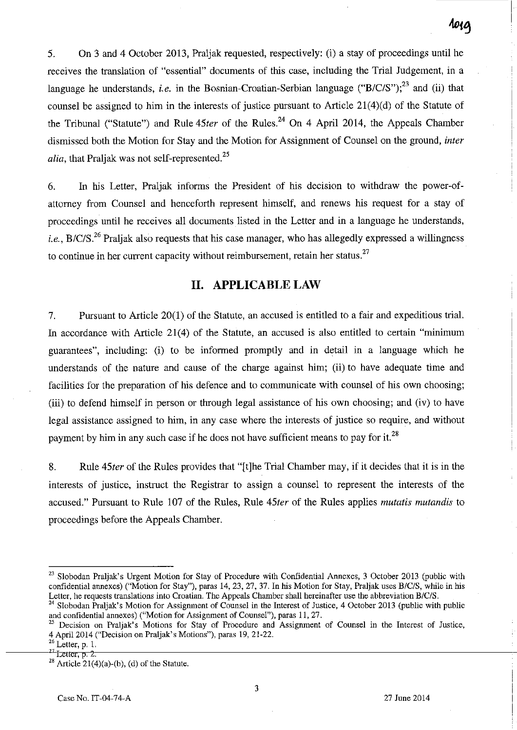5. On 3 and 4 October 2013, Praljak requested, respectively: (i) a stay of proceedings until he receives the translation of "essential" documents of this case, including the Trial Judgement, in a language he understands, *i.e.* in the Bosnian-Croatian-Serbian language ("B/C/S");[23] and (ii) that counsel be assigned to him in the interests of justice pursuant to Article 21(4)(d) of the Statute of the Tribunal ("Statute") and Rule 45*ter* of the Rules.[24] On 4 April 2014, the Appeals Chamber dismissed both the Motion for Stay and the Motion for Assignment of Counsel on the ground, *inter alia*, that Praljak was not self-represented.[25]

6. In his Letter, Praljak informs the President of his decision to withdraw the power-of-attorney from Counsel and henceforth represent himself, and renews his request for a stay of proceedings until he receives all documents listed in the Letter and in a language he understands, *i.e.*, B/C/S.[26] Praljak also requests that his case manager, who has allegedly expressed a willingness to continue in her current capacity without reimbursement, retain her status.[27]

## II. APPLICABLE LAW

7. Pursuant to Article 20(1) of the Statute, an accused is entitled to a fair and expeditious trial. In accordance with Article 21(4) of the Statute, an accused is also entitled to certain "minimum guarantees", including: (i) to be informed promptly and in detail in a language which he understands of the nature and cause of the charge against him; (ii) to have adequate time and facilities for the preparation of his defence and to communicate with counsel of his own choosing; (iii) to defend himself in person or through legal assistance of his own choosing; and (iv) to have legal assistance assigned to him, in any case where the interests of justice so require, and without payment by him in any such case if he does not have sufficient means to pay for it.[28]

8. Rule 45*ter* of the Rules provides that "[t]he Trial Chamber may, if it decides that it is in the interests of justice, instruct the Registrar to assign a counsel to represent the interests of the accused." Pursuant to Rule 107 of the Rules, Rule 45*ter* of the Rules applies *mutatis mutandis* to proceedings before the Appeals Chamber.

---

[23] Slobodan Praljak's Urgent Motion for Stay of Procedure with Confidential Annexes, 3 October 2013 (public with confidential annexes) ("Motion for Stay"), paras 14, 23, 27, 37. In his Motion for Stay, Praljak uses B/C/S, while in his Letter, he requests translations into Croatian. The Appeals Chamber shall hereinafter use the abbreviation B/C/S.

[24] Slobodan Praljak's Motion for Assignment of Counsel in the Interest of Justice, 4 October 2013 (public with public and confidential annexes) ("Motion for Assignment of Counsel"), paras 11, 27.

[25] Decision on Praljak's Motions for Stay of Procedure and Assignment of Counsel in the Interest of Justice, 4 April 2014 ("Decision on Praljak's Motions"), paras 19, 21-22.

[26] Letter, p. 1.

[27] Letter, p. 2.

[28] Article 21(4)(a)-(b), (d) of the Statute.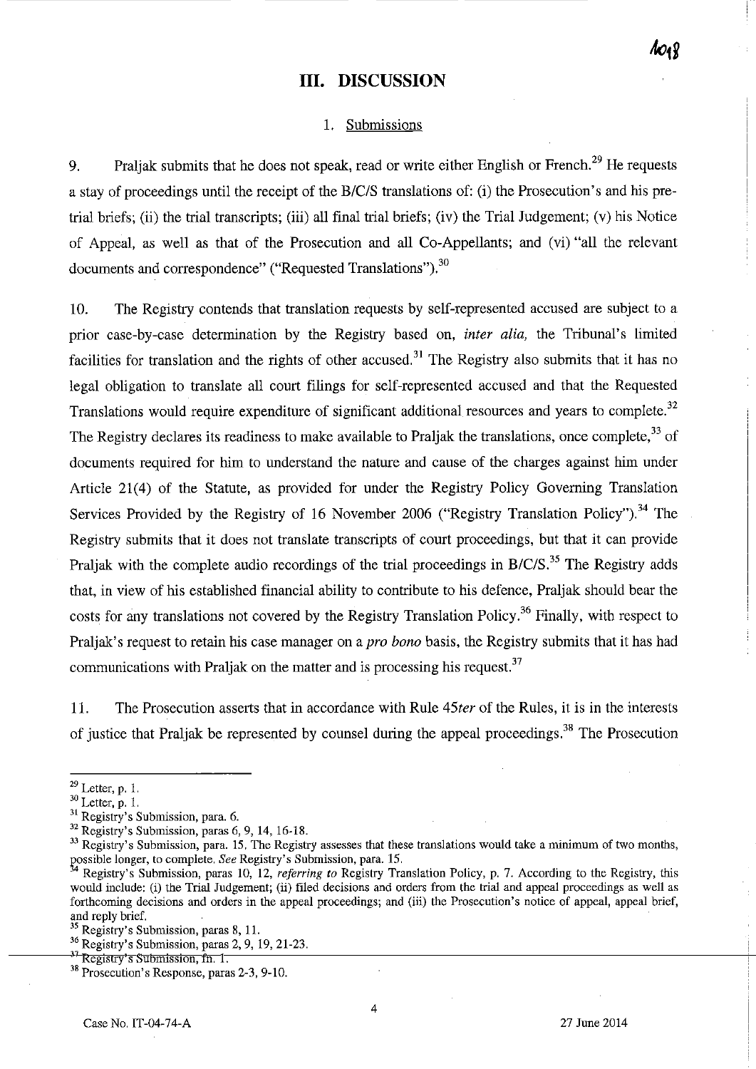## III. DISCUSSION

### 1. Submissions

9. Praljak submits that he does not speak, read or write either English or French.[29] He requests a stay of proceedings until the receipt of the B/C/S translations of: (i) the Prosecution's and his pre-trial briefs; (ii) the trial transcripts; (iii) all final trial briefs; (iv) the Trial Judgement; (v) his Notice of Appeal, as well as that of the Prosecution and all Co-Appellants; and (vi) "all the relevant documents and correspondence" ("Requested Translations").[30]

10. The Registry contends that translation requests by self-represented accused are subject to a prior case-by-case determination by the Registry based on, *inter alia,* the Tribunal's limited facilities for translation and the rights of other accused.[31] The Registry also submits that it has no legal obligation to translate all court filings for self-represented accused and that the Requested Translations would require expenditure of significant additional resources and years to complete.[32] The Registry declares its readiness to make available to Praljak the translations, once complete,[33] of documents required for him to understand the nature and cause of the charges against him under Article 21(4) of the Statute, as provided for under the Registry Policy Governing Translation Services Provided by the Registry of 16 November 2006 ("Registry Translation Policy").[34] The Registry submits that it does not translate transcripts of court proceedings, but that it can provide Praljak with the complete audio recordings of the trial proceedings in B/C/S.[35] The Registry adds that, in view of his established financial ability to contribute to his defence, Praljak should bear the costs for any translations not covered by the Registry Translation Policy.[36] Finally, with respect to Praljak's request to retain his case manager on a *pro bono* basis, the Registry submits that it has had communications with Praljak on the matter and is processing his request.[37]

11. The Prosecution asserts that in accordance with Rule 45*ter* of the Rules, it is in the interests of justice that Praljak be represented by counsel during the appeal proceedings.[38] The Prosecution

---

[29] Letter, p. 1.

[30] Letter, p. 1.

[31] Registry's Submission, para. 6.

[32] Registry's Submission, paras 6, 9, 14, 16-18.

[33] Registry's Submission, para. 15. The Registry assesses that these translations would take a minimum of two months, possible longer, to complete. *See* Registry's Submission, para. 15.

[34] Registry's Submission, paras 10, 12, *referring to* Registry Translation Policy, p. 7. According to the Registry, this would include: (i) the Trial Judgement; (ii) filed decisions and orders from the trial and appeal proceedings as well as forthcoming decisions and orders in the appeal proceedings; and (iii) the Prosecution's notice of appeal, appeal brief, and reply brief.

[35] Registry's Submission, paras 8, 11.

[36] Registry's Submission, paras 2, 9, 19, 21-23.

[37] Registry's Submission, fn. 1.

[38] Prosecution's Response, paras 2-3, 9-10.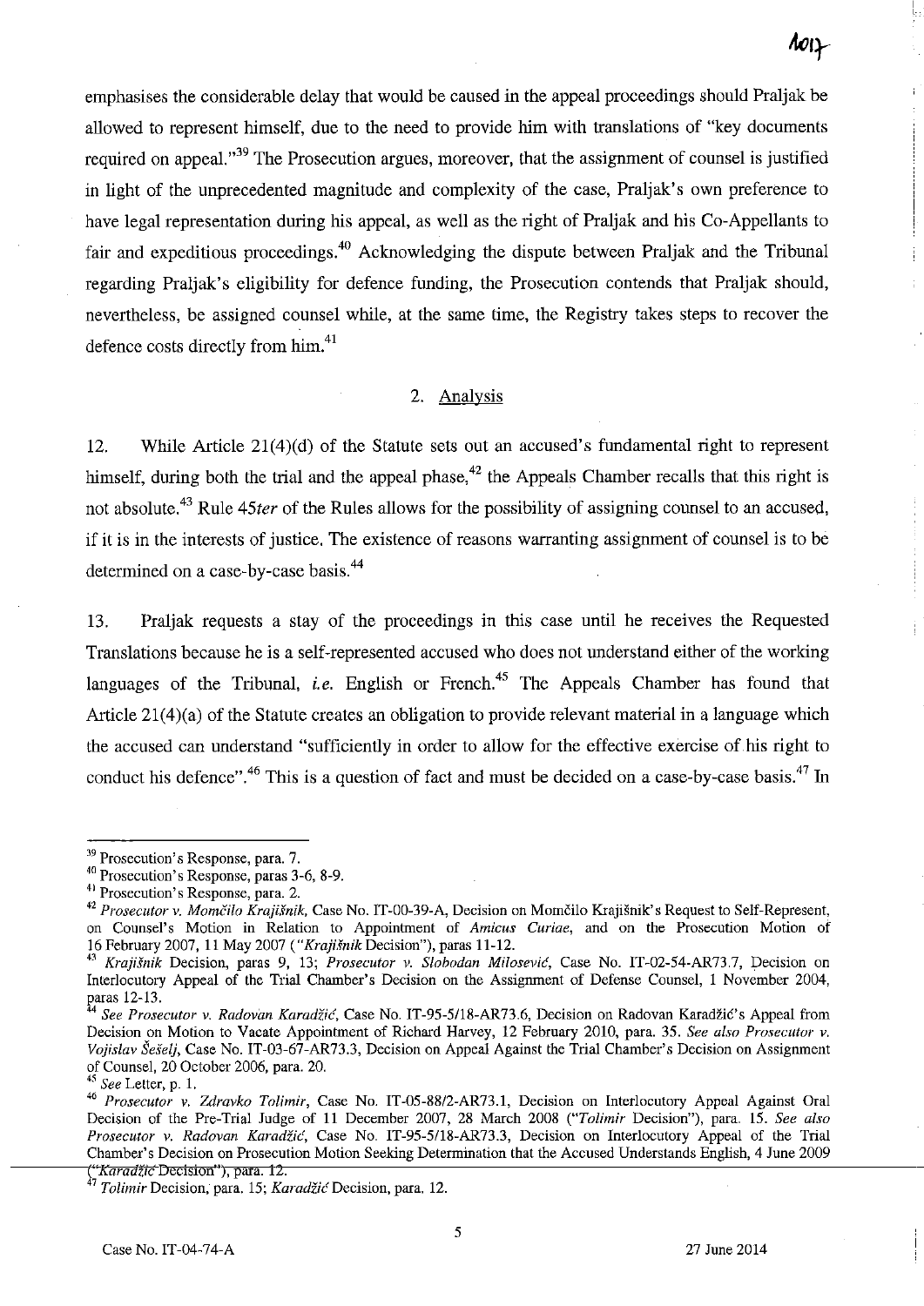emphasises the considerable delay that would be caused in the appeal proceedings should Praljak be allowed to represent himself, due to the need to provide him with translations of "key documents required on appeal."[39] The Prosecution argues, moreover, that the assignment of counsel is justified in light of the unprecedented magnitude and complexity of the case, Praljak's own preference to have legal representation during his appeal, as well as the right of Praljak and his Co-Appellants to fair and expeditious proceedings.[40] Acknowledging the dispute between Praljak and the Tribunal regarding Praljak's eligibility for defence funding, the Prosecution contends that Praljak should, nevertheless, be assigned counsel while, at the same time, the Registry takes steps to recover the defence costs directly from him.[41]

### 2. Analysis

12. While Article 21(4)(d) of the Statute sets out an accused's fundamental right to represent himself, during both the trial and the appeal phase,[42] the Appeals Chamber recalls that this right is not absolute.[43] Rule 45*ter* of the Rules allows for the possibility of assigning counsel to an accused, if it is in the interests of justice. The existence of reasons warranting assignment of counsel is to be determined on a case-by-case basis.[44]

13. Praljak requests a stay of the proceedings in this case until he receives the Requested Translations because he is a self-represented accused who does not understand either of the working languages of the Tribunal, *i.e.* English or French.[45] The Appeals Chamber has found that Article 21(4)(a) of the Statute creates an obligation to provide relevant material in a language which the accused can understand "sufficiently in order to allow for the effective exercise of his right to conduct his defence".[46] This is a question of fact and must be decided on a case-by-case basis.[47] In

---

[39] Prosecution's Response, para. 7.

[40] Prosecution's Response, paras 3-6, 8-9.

[41] Prosecution's Response, para. 2.

[42] *Prosecutor v. Momčilo Krajišnik*, Case No. IT-00-39-A, Decision on Momčilo Krajišnik's Request to Self-Represent, on Counsel's Motion in Relation to Appointment of *Amicus Curiae*, and on the Prosecution Motion of 16 February 2007, 11 May 2007 (*"Krajišnik* Decision"), paras 11-12.

[43] *Krajišnik* Decision, paras 9, 13; *Prosecutor v. Slobodan Milošević*, Case No. IT-02-54-AR73.7, Decision on Interlocutory Appeal of the Trial Chamber's Decision on the Assignment of Defense Counsel, 1 November 2004, paras 12-13.

[44] *See Prosecutor v. Radovan Karadžić*, Case No. IT-95-5/18-AR73.6, Decision on Radovan Karadžić's Appeal from Decision on Motion to Vacate Appointment of Richard Harvey, 12 February 2010, para. 35. *See also Prosecutor v. Vojislav Šešelj*, Case No. IT-03-67-AR73.3, Decision on Appeal Against the Trial Chamber's Decision on Assignment of Counsel, 20 October 2006, para. 20.

[45] *See* Letter, p. 1.

[46] *Prosecutor v. Zdravko Tolimir*, Case No. IT-05-88/2-AR73.1, Decision on Interlocutory Appeal Against Oral Decision of the Pre-Trial Judge of 11 December 2007, 28 March 2008 (*"Tolimir* Decision"), para. 15. *See also Prosecutor v. Radovan Karadžić*, Case No. IT-95-5/18-AR73.3, Decision on Interlocutory Appeal of the Trial Chamber's Decision on Prosecution Motion Seeking Determination that the Accused Understands English, 4 June 2009 (*"Karadžić* Decision"), para. 12.

[47] *Tolimir* Decision, para. 15; *Karadžić* Decision, para. 12.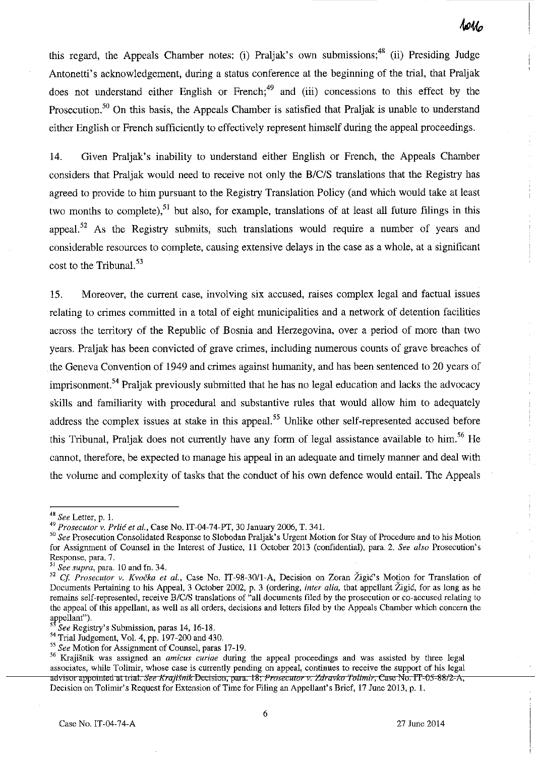this regard, the Appeals Chamber notes: (i) Praljak's own submissions;[48] (ii) Presiding Judge Antonetti's acknowledgement, during a status conference at the beginning of the trial, that Praljak does not understand either English or French;[49] and (iii) concessions to this effect by the Prosecution.[50] On this basis, the Appeals Chamber is satisfied that Praljak is unable to understand either English or French sufficiently to effectively represent himself during the appeal proceedings.

14. Given Praljak's inability to understand either English or French, the Appeals Chamber considers that Praljak would need to receive not only the B/C/S translations that the Registry has agreed to provide to him pursuant to the Registry Translation Policy (and which would take at least two months to complete),[51] but also, for example, translations of at least all future filings in this appeal.[52] As the Registry submits, such translations would require a number of years and considerable resources to complete, causing extensive delays in the case as a whole, at a significant cost to the Tribunal.[53]

15. Moreover, the current case, involving six accused, raises complex legal and factual issues relating to crimes committed in a total of eight municipalities and a network of detention facilities across the territory of the Republic of Bosnia and Herzegovina, over a period of more than two years. Praljak has been convicted of grave crimes, including numerous counts of grave breaches of the Geneva Convention of 1949 and crimes against humanity, and has been sentenced to 20 years of imprisonment.[54] Praljak previously submitted that he has no legal education and lacks the advocacy skills and familiarity with procedural and substantive rules that would allow him to adequately address the complex issues at stake in this appeal.[55] Unlike other self-represented accused before this Tribunal, Praljak does not currently have any form of legal assistance available to him.[56] He cannot, therefore, be expected to manage his appeal in an adequate and timely manner and deal with the volume and complexity of tasks that the conduct of his own defence would entail. The Appeals

---

[48] *See* Letter, p. 1.

[49] *Prosecutor v. Prlić et al.*, Case No. IT-04-74-PT, 30 January 2006, T. 341.

[50] *See* Prosecution Consolidated Response to Slobodan Praljak's Urgent Motion for Stay of Procedure and to his Motion for Assignment of Counsel in the Interest of Justice, 11 October 2013 (confidential), para. 2. *See also* Prosecution's Response, para. 7.

[51] *See supra*, para. 10 and fn. 34.

[52] *Cf. Prosecutor v. Kvočka et al.*, Case No. IT-98-30/1-A, Decision on Zoran Žigić's Motion for Translation of Documents Pertaining to his Appeal, 3 October 2002, p. 3 (ordering, *inter alia*, that appellant Žigić, for as long as he remains self-represented, receive B/C/S translations of "all documents filed by the prosecution or co-accused relating to the appeal of this appellant, as well as all orders, decisions and letters filed by the Appeals Chamber which concern the appellant").

[53] *See* Registry's Submission, paras 14, 16-18.

[54] Trial Judgement, Vol. 4, pp. 197-200 and 430.

[55] *See* Motion for Assignment of Counsel, paras 17-19.

[56] Krajišnik was assigned an *amicus curiae* during the appeal proceedings and was assisted by three legal associates, while Tolimir, whose case is currently pending on appeal, continues to receive the support of his legal advisor appointed at trial. *See Krajišnik* Decision, para. 18; *Prosecutor v. Zdravko Tolimir*, Case No. IT-05-88/2-A, Decision on Tolimir's Request for Extension of Time for Filing an Appellant's Brief, 17 June 2013, p. 1.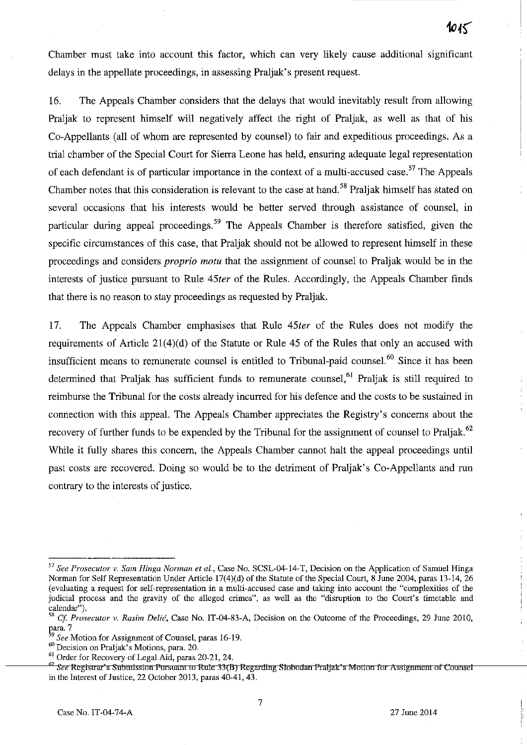Chamber must take into account this factor, which can very likely cause additional significant delays in the appellate proceedings, in assessing Praljak's present request.

16. The Appeals Chamber considers that the delays that would inevitably result from allowing Praljak to represent himself will negatively affect the right of Praljak, as well as that of his Co-Appellants (all of whom are represented by counsel) to fair and expeditious proceedings. As a trial chamber of the Special Court for Sierra Leone has held, ensuring adequate legal representation of each defendant is of particular importance in the context of a multi-accused case.[57] The Appeals Chamber notes that this consideration is relevant to the case at hand.[58] Praljak himself has stated on several occasions that his interests would be better served through assistance of counsel, in particular during appeal proceedings.[59] The Appeals Chamber is therefore satisfied, given the specific circumstances of this case, that Praljak should not be allowed to represent himself in these proceedings and considers *proprio motu* that the assignment of counsel to Praljak would be in the interests of justice pursuant to Rule 45*ter* of the Rules. Accordingly, the Appeals Chamber finds that there is no reason to stay proceedings as requested by Praljak.

17. The Appeals Chamber emphasises that Rule 45*ter* of the Rules does not modify the requirements of Article 21(4)(d) of the Statute or Rule 45 of the Rules that only an accused with insufficient means to remunerate counsel is entitled to Tribunal-paid counsel.[60] Since it has been determined that Praljak has sufficient funds to remunerate counsel,[61] Praljak is still required to reimburse the Tribunal for the costs already incurred for his defence and the costs to be sustained in connection with this appeal. The Appeals Chamber appreciates the Registry's concerns about the recovery of further funds to be expended by the Tribunal for the assignment of counsel to Praljak.[62] While it fully shares this concern, the Appeals Chamber cannot halt the appeal proceedings until past costs are recovered. Doing so would be to the detriment of Praljak's Co-Appellants and run contrary to the interests of justice.

---

[57] *See Prosecutor v. Sam Hinga Norman et al.*, Case No. SCSL-04-14-T, Decision on the Application of Samuel Hinga Norman for Self Representation Under Article 17(4)(d) of the Statute of the Special Court, 8 June 2004, paras 13-14, 26 (evaluating a request for self-representation in a multi-accused case and taking into account the "complexities of the judicial process and the gravity of the alleged crimes", as well as the "disruption to the Court's timetable and calendar").

[58] *Cf. Prosecutor v. Rasim Delić*, Case No. IT-04-83-A, Decision on the Outcome of the Proceedings, 29 June 2010, para. 7

[59] *See* Motion for Assignment of Counsel, paras 16-19.

[60] Decision on Praljak's Motions, para. 20.

[61] Order for Recovery of Legal Aid, paras 20-21, 24.

[62] *See* Registrar's Submission Pursuant to Rule 33(B) Regarding Slobodan Praljak's Motion for Assignment of Counsel in the Interest of Justice, 22 October 2013, paras 40-41, 43.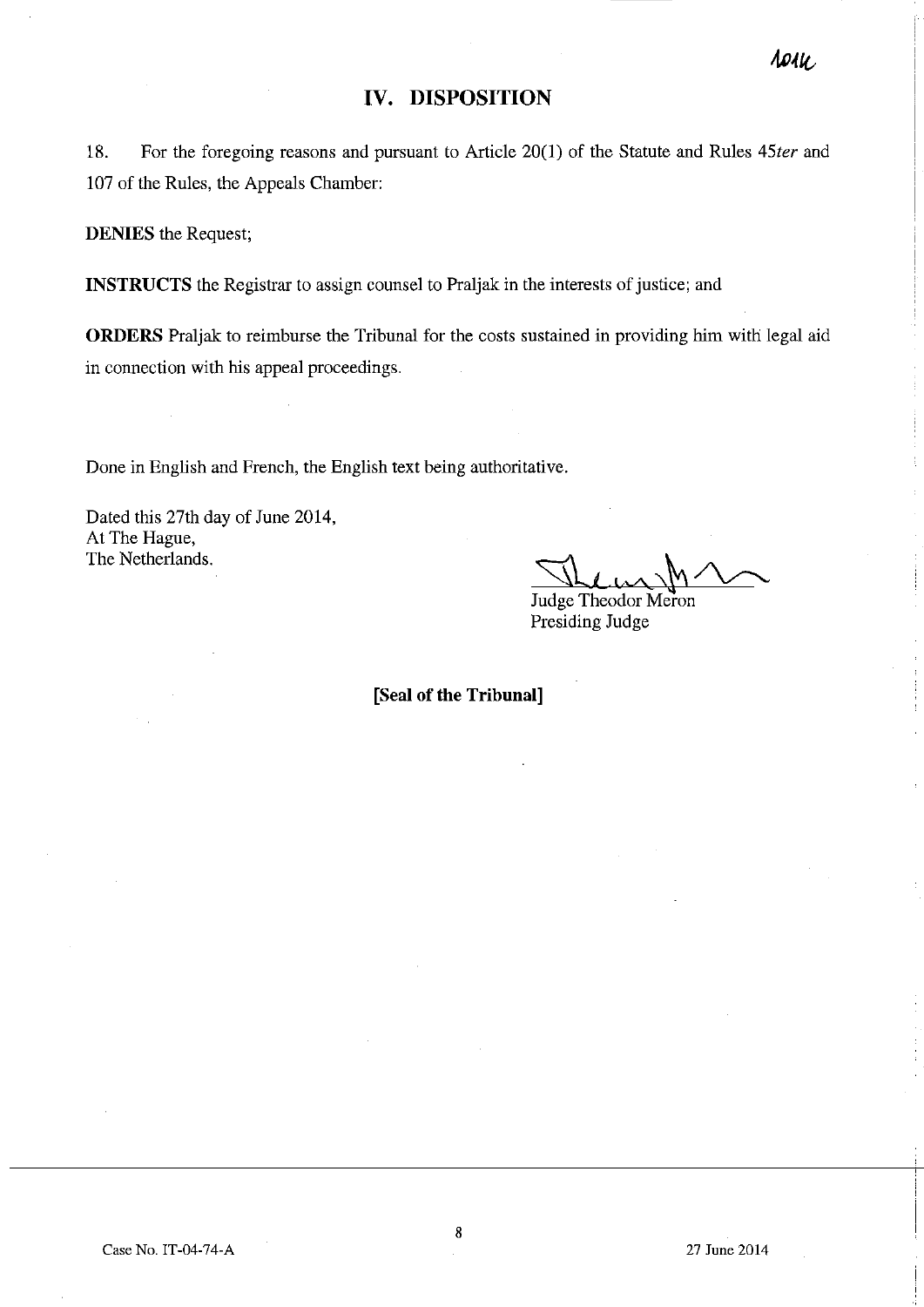## IV. DISPOSITION

18. For the foregoing reasons and pursuant to Article 20(1) of the Statute and Rules 45*ter* and 107 of the Rules, the Appeals Chamber:

**DENIES** the Request;

**INSTRUCTS** the Registrar to assign counsel to Praljak in the interests of justice; and

**ORDERS** Praljak to reimburse the Tribunal for the costs sustained in providing him with legal aid in connection with his appeal proceedings.

Done in English and French, the English text being authoritative.

Dated this 27th day of June 2014,
At The Hague,
The Netherlands.

Judge Theodor Meron
Presiding Judge

**[Seal of the Tribunal]**